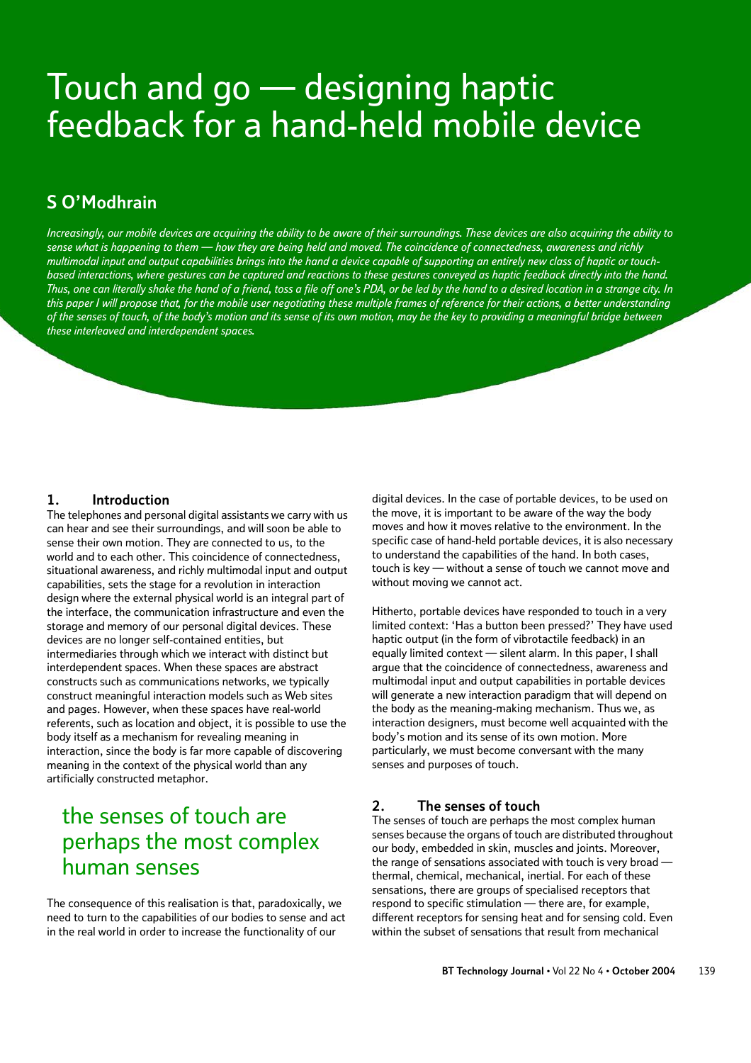# Touch and go — designing haptic feedback for a hand-held mobile device

## S O'Modhrain

*Increasingly, our mobile devices are acquiring the ability to be aware of their surroundings. These devices are also acquiring the ability to sense what is happening to them — how they are being held and moved. The coincidence of connectedness, awareness and richly multimodal input and output capabilities brings into the hand a device capable of supporting an entirely new class of haptic or touch-based interactions, where gestures can be captured and reactions to these gestures conveyed as haptic feedback directly into the hand. Thus, one can literally shake the hand of a friend, toss a file off one's PDA, or be led by the hand to a desired location in a strange city. In this paper I will propose that, for the mobile user negotiating these multiple frames of reference for their actions, a better understanding of the senses of touch, of the body's motion and its sense of its own motion, may be the key to providing a meaningful bridge between these interleaved and interdependent spaces.*

### 1. Introduction

The telephones and personal digital assistants we carry with us can hear and see their surroundings, and will soon be able to sense their own motion. They are connected to us, to the world and to each other. This coincidence of connectedness, situational awareness, and richly multimodal input and output capabilities, sets the stage for a revolution in interaction design where the external physical world is an integral part of the interface, the communication infrastructure and even the storage and memory of our personal digital devices. These devices are no longer self-contained entities, but intermediaries through which we interact with distinct but interdependent spaces. When these spaces are abstract constructs such as communications networks, we typically construct meaningful interaction models such as Web sites and pages. However, when these spaces have real-world referents, such as location and object, it is possible to use the body itself as a mechanism for revealing meaning in interaction, since the body is far more capable of discovering meaning in the context of the physical world than any artificially constructed metaphor.

> the senses of touch are perhaps the most complex human senses

The consequence of this realisation is that, paradoxically, we need to turn to the capabilities of our bodies to sense and act in the real world in order to increase the functionality of our digital devices. In the case of portable devices, to be used on the move, it is important to be aware of the way the body moves and how it moves relative to the environment. In the specific case of hand-held portable devices, it is also necessary to understand the capabilities of the hand. In both cases, touch is key — without a sense of touch we cannot move and without moving we cannot act.

Hitherto, portable devices have responded to touch in a very limited context: 'Has a button been pressed?' They have used haptic output (in the form of vibrotactile feedback) in an equally limited context — silent alarm. In this paper, I shall argue that the coincidence of connectedness, awareness and multimodal input and output capabilities in portable devices will generate a new interaction paradigm that will depend on the body as the meaning-making mechanism. Thus we, as interaction designers, must become well acquainted with the body's motion and its sense of its own motion. More particularly, we must become conversant with the many senses and purposes of touch.

### 2. The senses of touch

The senses of touch are perhaps the most complex human senses because the organs of touch are distributed throughout our body, embedded in skin, muscles and joints. Moreover, the range of sensations associated with touch is very broad — thermal, chemical, mechanical, inertial. For each of these sensations, there are groups of specialised receptors that respond to specific stimulation — there are, for example, different receptors for sensing heat and for sensing cold. Even within the subset of sensations that result from mechanical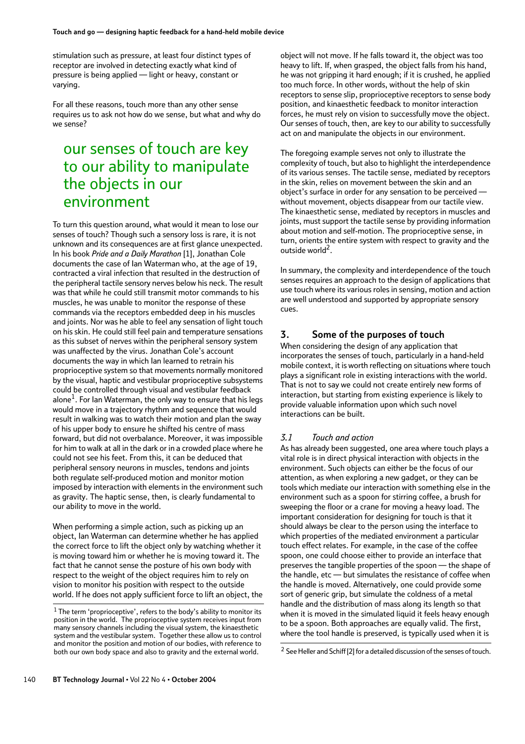stimulation such as pressure, at least four distinct types of receptor are involved in detecting exactly what kind of pressure is being applied — light or heavy, constant or varying.

For all these reasons, touch more than any other sense requires us to ask not how do we sense, but what and why do we sense?

> our senses of touch are key to our ability to manipulate the objects in our environment

To turn this question around, what would it mean to lose our senses of touch? Though such a sensory loss is rare, it is not unknown and its consequences are at first glance unexpected. In his book *Pride and a Daily Marathon* [1], Jonathan Cole documents the case of Ian Waterman who, at the age of 19, contracted a viral infection that resulted in the destruction of the peripheral tactile sensory nerves below his neck. The result was that while he could still transmit motor commands to his muscles, he was unable to monitor the response of these commands via the receptors embedded deep in his muscles and joints. Nor was he able to feel any sensation of light touch on his skin. He could still feel pain and temperature sensations as this subset of nerves within the peripheral sensory system was unaffected by the virus. Jonathan Cole's account documents the way in which Ian learned to retrain his proprioceptive system so that movements normally monitored by the visual, haptic and vestibular proprioceptive subsystems could be controlled through visual and vestibular feedback alone[1]. For Ian Waterman, the only way to ensure that his legs would move in a trajectory rhythm and sequence that would result in walking was to watch their motion and plan the sway of his upper body to ensure he shifted his centre of mass forward, but did not overbalance. Moreover, it was impossible for him to walk at all in the dark or in a crowded place where he could not see his feet. From this, it can be deduced that peripheral sensory neurons in muscles, tendons and joints both regulate self-produced motion and monitor motion imposed by interaction with elements in the environment such as gravity. The haptic sense, then, is clearly fundamental to our ability to move in the world.

When performing a simple action, such as picking up an object, Ian Waterman can determine whether he has applied the correct force to lift the object only by watching whether it is moving toward him or whether he is moving toward it. The fact that he cannot sense the posture of his own body with respect to the weight of the object requires him to rely on vision to monitor his position with respect to the outside world. If he does not apply sufficient force to lift an object, the object will not move. If he falls toward it, the object was too heavy to lift. If, when grasped, the object falls from his hand, he was not gripping it hard enough; if it is crushed, he applied too much force. In other words, without the help of skin receptors to sense slip, proprioceptive receptors to sense body position, and kinaesthetic feedback to monitor interaction forces, he must rely on vision to successfully move the object. Our senses of touch, then, are key to our ability to successfully act on and manipulate the objects in our environment.

The foregoing example serves not only to illustrate the complexity of touch, but also to highlight the interdependence of its various senses. The tactile sense, mediated by receptors in the skin, relies on movement between the skin and an object's surface in order for any sensation to be perceived — without movement, objects disappear from our tactile view. The kinaesthetic sense, mediated by receptors in muscles and joints, must support the tactile sense by providing information about motion and self-motion. The proprioceptive sense, in turn, orients the entire system with respect to gravity and the outside world[2].

In summary, the complexity and interdependence of the touch senses requires an approach to the design of applications that use touch where its various roles in sensing, motion and action are well understood and supported by appropriate sensory cues.

## 3. Some of the purposes of touch

When considering the design of any application that incorporates the senses of touch, particularly in a hand-held mobile context, it is worth reflecting on situations where touch plays a significant role in existing interactions with the world. That is not to say we could not create entirely new forms of interaction, but starting from existing experience is likely to provide valuable information upon which such novel interactions can be built.

### *3.1 Touch and action*

As has already been suggested, one area where touch plays a vital role is in direct physical interaction with objects in the environment. Such objects can either be the focus of our attention, as when exploring a new gadget, or they can be tools which mediate our interaction with something else in the environment such as a spoon for stirring coffee, a brush for sweeping the floor or a crane for moving a heavy load. The important consideration for designing for touch is that it should always be clear to the person using the interface to which properties of the mediated environment a particular touch effect relates. For example, in the case of the coffee spoon, one could choose either to provide an interface that preserves the tangible properties of the spoon — the shape of the handle, etc — but simulates the resistance of coffee when the handle is moved. Alternatively, one could provide some sort of generic grip, but simulate the coldness of a metal handle and the distribution of mass along its length so that when it is moved in the simulated liquid it feels heavy enough to be a spoon. Both approaches are equally valid. The first, where the tool handle is preserved, is typically used when it is

[1] The term 'proprioceptive', refers to the body's ability to monitor its position in the world. The proprioceptive system receives input from many sensory channels including the visual system, the kinaesthetic system and the vestibular system. Together these allow us to control and monitor the position and motion of our bodies, with reference to both our own body space and also to gravity and the external world.

[2] See Heller and Schiff [2] for a detailed discussion of the senses of touch.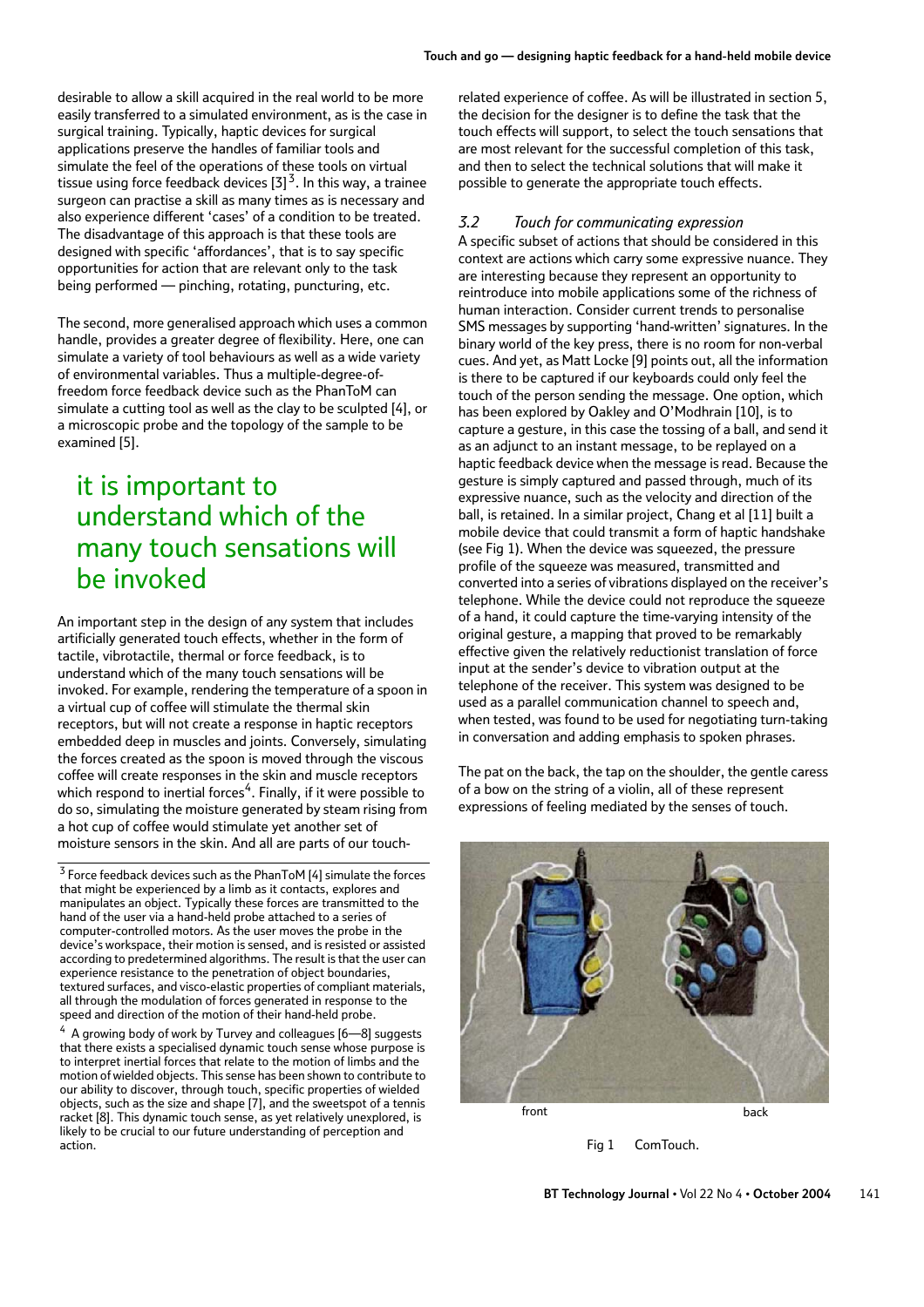desirable to allow a skill acquired in the real world to be more easily transferred to a simulated environment, as is the case in surgical training. Typically, haptic devices for surgical applications preserve the handles of familiar tools and simulate the feel of the operations of these tools on virtual tissue using force feedback devices [3][3]. In this way, a trainee surgeon can practise a skill as many times as is necessary and also experience different 'cases' of a condition to be treated. The disadvantage of this approach is that these tools are designed with specific 'affordances', that is to say specific opportunities for action that are relevant only to the task being performed — pinching, rotating, puncturing, etc.

The second, more generalised approach which uses a common handle, provides a greater degree of flexibility. Here, one can simulate a variety of tool behaviours as well as a wide variety of environmental variables. Thus a multiple-degree-of-freedom force feedback device such as the PhanToM can simulate a cutting tool as well as the clay to be sculpted [4], or a microscopic probe and the topology of the sample to be examined [5].

> it is important to understand which of the many touch sensations will be invoked

An important step in the design of any system that includes artificially generated touch effects, whether in the form of tactile, vibrotactile, thermal or force feedback, is to understand which of the many touch sensations will be invoked. For example, rendering the temperature of a spoon in a virtual cup of coffee will stimulate the thermal skin receptors, but will not create a response in haptic receptors embedded deep in muscles and joints. Conversely, simulating the forces created as the spoon is moved through the viscous coffee will create responses in the skin and muscle receptors which respond to inertial forces[4]. Finally, if it were possible to do so, simulating the moisture generated by steam rising from a hot cup of coffee would stimulate yet another set of moisture sensors in the skin. And all are parts of our touch-related experience of coffee. As will be illustrated in section 5, the decision for the designer is to define the task that the touch effects will support, to select the touch sensations that are most relevant for the successful completion of this task, and then to select the technical solutions that will make it possible to generate the appropriate touch effects.

### *3.2 Touch for communicating expression*

A specific subset of actions that should be considered in this context are actions which carry some expressive nuance. They are interesting because they represent an opportunity to reintroduce into mobile applications some of the richness of human interaction. Consider current trends to personalise SMS messages by supporting 'hand-written' signatures. In the binary world of the key press, there is no room for non-verbal cues. And yet, as Matt Locke [9] points out, all the information is there to be captured if our keyboards could only feel the touch of the person sending the message. One option, which has been explored by Oakley and O'Modhrain [10], is to capture a gesture, in this case the tossing of a ball, and send it as an adjunct to an instant message, to be replayed on a haptic feedback device when the message is read. Because the gesture is simply captured and passed through, much of its expressive nuance, such as the velocity and direction of the ball, is retained. In a similar project, Chang et al [11] built a mobile device that could transmit a form of haptic handshake (see Fig 1). When the device was squeezed, the pressure profile of the squeeze was measured, transmitted and converted into a series of vibrations displayed on the receiver's telephone. While the device could not reproduce the squeeze of a hand, it could capture the time-varying intensity of the original gesture, a mapping that proved to be remarkably effective given the relatively reductionist translation of force input at the sender's device to vibration output at the telephone of the receiver. This system was designed to be used as a parallel communication channel to speech and, when tested, was found to be used for negotiating turn-taking in conversation and adding emphasis to spoken phrases.

The pat on the back, the tap on the shoulder, the gentle caress of a bow on the string of a violin, all of these represent expressions of feeling mediated by the senses of touch.

front back

Fig 1 ComTouch.

---

[3] Force feedback devices such as the PhanToM [4] simulate the forces that might be experienced by a limb as it contacts, explores and manipulates an object. Typically these forces are transmitted to the hand of the user via a hand-held probe attached to a series of computer-controlled motors. As the user moves the probe in the device's workspace, their motion is sensed, and is resisted or assisted according to predetermined algorithms. The result is that the user can experience resistance to the penetration of object boundaries, textured surfaces, and visco-elastic properties of compliant materials, all through the modulation of forces generated in response to the speed and direction of the motion of their hand-held probe.

[4] A growing body of work by Turvey and colleagues [6—8] suggests that there exists a specialised dynamic touch sense whose purpose is to interpret inertial forces that relate to the motion of limbs and the motion of wielded objects. This sense has been shown to contribute to our ability to discover, through touch, specific properties of wielded objects, such as the size and shape [7], and the sweetspot of a tennis racket [8]. This dynamic touch sense, as yet relatively unexplored, is likely to be crucial to our future understanding of perception and action.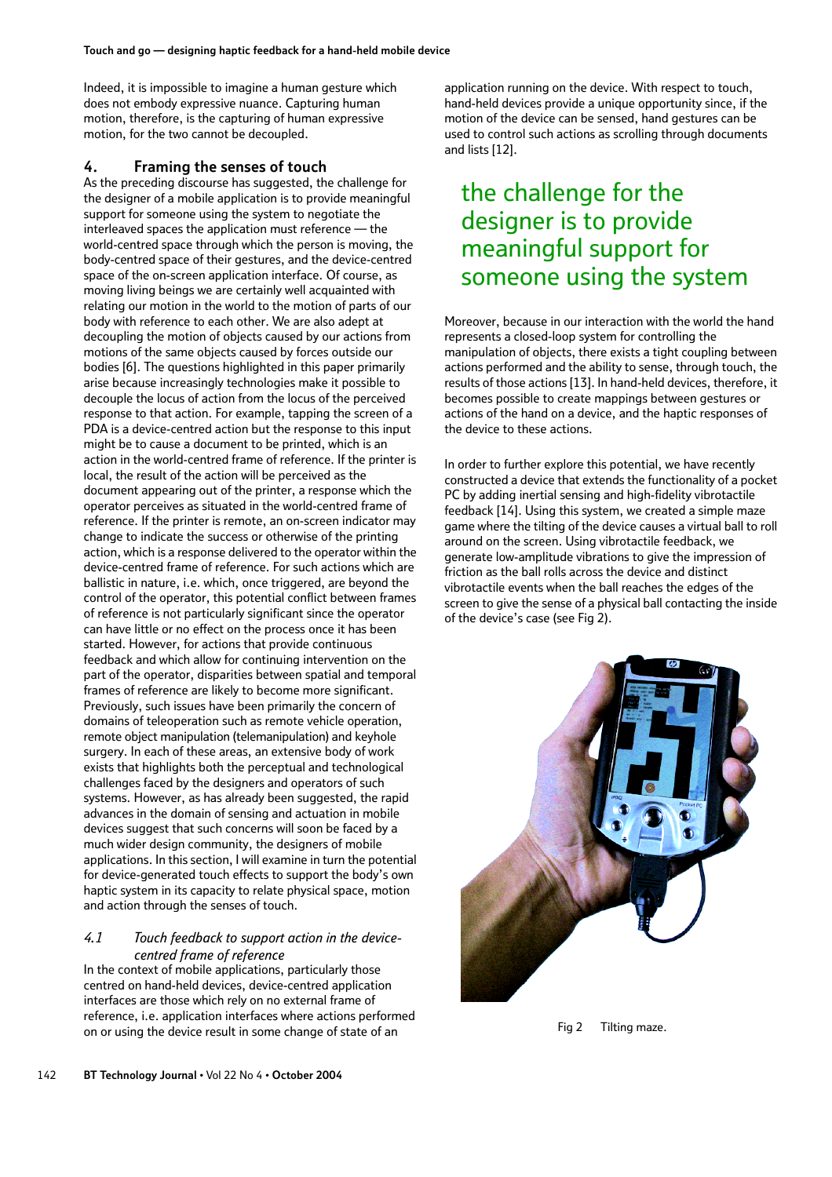Indeed, it is impossible to imagine a human gesture which does not embody expressive nuance. Capturing human motion, therefore, is the capturing of human expressive motion, for the two cannot be decoupled.

## 4. Framing the senses of touch

As the preceding discourse has suggested, the challenge for the designer of a mobile application is to provide meaningful support for someone using the system to negotiate the interleaved spaces the application must reference — the world-centred space through which the person is moving, the body-centred space of their gestures, and the device-centred space of the on-screen application interface. Of course, as moving living beings we are certainly well acquainted with relating our motion in the world to the motion of parts of our body with reference to each other. We are also adept at decoupling the motion of objects caused by our actions from motions of the same objects caused by forces outside our bodies [6]. The questions highlighted in this paper primarily arise because increasingly technologies make it possible to decouple the locus of action from the locus of the perceived response to that action. For example, tapping the screen of a PDA is a device-centred action but the response to this input might be to cause a document to be printed, which is an action in the world-centred frame of reference. If the printer is local, the result of the action will be perceived as the document appearing out of the printer, a response which the operator perceives as situated in the world-centred frame of reference. If the printer is remote, an on-screen indicator may change to indicate the success or otherwise of the printing action, which is a response delivered to the operator within the device-centred frame of reference. For such actions which are ballistic in nature, i.e. which, once triggered, are beyond the control of the operator, this potential conflict between frames of reference is not particularly significant since the operator can have little or no effect on the process once it has been started. However, for actions that provide continuous feedback and which allow for continuing intervention on the part of the operator, disparities between spatial and temporal frames of reference are likely to become more significant. Previously, such issues have been primarily the concern of domains of teleoperation such as remote vehicle operation, remote object manipulation (telemanipulation) and keyhole surgery. In each of these areas, an extensive body of work exists that highlights both the perceptual and technological challenges faced by the designers and operators of such systems. However, as has already been suggested, the rapid advances in the domain of sensing and actuation in mobile devices suggest that such concerns will soon be faced by a much wider design community, the designers of mobile applications. In this section, I will examine in turn the potential for device-generated touch effects to support the body's own haptic system in its capacity to relate physical space, motion and action through the senses of touch.

### *4.1 Touch feedback to support action in the device-centred frame of reference*

In the context of mobile applications, particularly those centred on hand-held devices, device-centred application interfaces are those which rely on no external frame of reference, i.e. application interfaces where actions performed on or using the device result in some change of state of an application running on the device. With respect to touch, hand-held devices provide a unique opportunity since, if the motion of the device can be sensed, hand gestures can be used to control such actions as scrolling through documents and lists [12].

the challenge for the designer is to provide meaningful support for someone using the system

Moreover, because in our interaction with the world the hand represents a closed-loop system for controlling the manipulation of objects, there exists a tight coupling between actions performed and the ability to sense, through touch, the results of those actions [13]. In hand-held devices, therefore, it becomes possible to create mappings between gestures or actions of the hand on a device, and the haptic responses of the device to these actions.

In order to further explore this potential, we have recently constructed a device that extends the functionality of a pocket PC by adding inertial sensing and high-fidelity vibrotactile feedback [14]. Using this system, we created a simple maze game where the tilting of the device causes a virtual ball to roll around on the screen. Using vibrotactile feedback, we generate low-amplitude vibrations to give the impression of friction as the ball rolls across the device and distinct vibrotactile events when the ball reaches the edges of the screen to give the sense of a physical ball contacting the inside of the device's case (see Fig 2).

Fig 2 Tilting maze.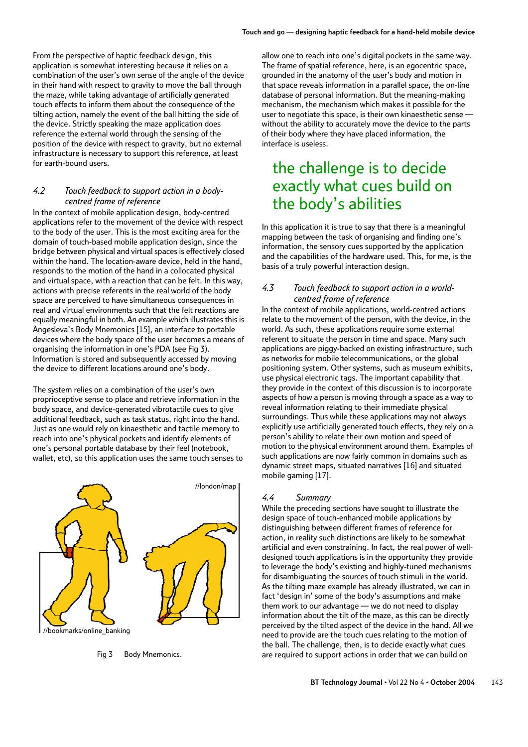From the perspective of haptic feedback design, this application is somewhat interesting because it relies on a combination of the user's own sense of the angle of the device in their hand with respect to gravity to move the ball through the maze, while taking advantage of artificially generated touch effects to inform them about the consequence of the tilting action, namely the event of the ball hitting the side of the device. Strictly speaking the maze application does reference the external world through the sensing of the position of the device with respect to gravity, but no external infrastructure is necessary to support this reference, at least for earth-bound users.

### 4.2 Touch feedback to support action in a body-centred frame of reference

In the context of mobile application design, body-centred applications refer to the movement of the device with respect to the body of the user. This is the most exciting area for the domain of touch-based mobile application design, since the bridge between physical and virtual spaces is effectively closed within the hand. The location-aware device, held in the hand, responds to the motion of the hand in a collocated physical and virtual space, with a reaction that can be felt. In this way, actions with precise referents in the real world of the body space are perceived to have simultaneous consequences in real and virtual environments such that the felt reactions are equally meaningful in both. An example which illustrates this is Angesleva's Body Mnemonics [15], an interface to portable devices where the body space of the user becomes a means of organising the information in one's PDA (see Fig 3). Information is stored and subsequently accessed by moving the device to different locations around one's body.

The system relies on a combination of the user's own proprioceptive sense to place and retrieve information in the body space, and device-generated vibrotactile cues to give additional feedback, such as task status, right into the hand. Just as one would rely on kinaesthetic and tactile memory to reach into one's physical pockets and identify elements of one's personal portable database by their feel (notebook, wallet, etc), so this application uses the same touch senses to allow one to reach into one's digital pockets in the same way. The frame of spatial reference, here, is an egocentric space, grounded in the anatomy of the user's body and motion in that space reveals information in a parallel space, the on-line database of personal information. But the meaning-making mechanism, the mechanism which makes it possible for the user to negotiate this space, is their own kinaesthetic sense — without the ability to accurately move the device to the parts of their body where they have placed information, the interface is useless.

//london/map

//bookmarks/online_banking

Fig 3 Body Mnemonics.

**the challenge is to decide exactly what cues build on the body's abilities**

In this application it is true to say that there is a meaningful mapping between the task of organising and finding one's information, the sensory cues supported by the application and the capabilities of the hardware used. This, for me, is the basis of a truly powerful interaction design.

### 4.3 Touch feedback to support action in a world-centred frame of reference

In the context of mobile applications, world-centred actions relate to the movement of the person, with the device, in the world. As such, these applications require some external referent to situate the person in time and space. Many such applications are piggy-backed on existing infrastructure, such as networks for mobile telecommunications, or the global positioning system. Other systems, such as museum exhibits, use physical electronic tags. The important capability that they provide in the context of this discussion is to incorporate aspects of how a person is moving through a space as a way to reveal information relating to their immediate physical surroundings. Thus while these applications may not always explicitly use artificially generated touch effects, they rely on a person's ability to relate their own motion and speed of motion to the physical environment around them. Examples of such applications are now fairly common in domains such as dynamic street maps, situated narratives [16] and situated mobile gaming [17].

### 4.4 Summary

While the preceding sections have sought to illustrate the design space of touch-enhanced mobile applications by distinguishing between different frames of reference for action, in reality such distinctions are likely to be somewhat artificial and even constraining. In fact, the real power of well-designed touch applications is in the opportunity they provide to leverage the body's existing and highly-tuned mechanisms for disambiguating the sources of touch stimuli in the world. As the tilting maze example has already illustrated, we can in fact 'design in' some of the body's assumptions and make them work to our advantage — we do not need to display information about the tilt of the maze, as this can be directly perceived by the tilted aspect of the device in the hand. All we need to provide are the touch cues relating to the motion of the ball. The challenge, then, is to decide exactly what cues are required to support actions in order that we can build on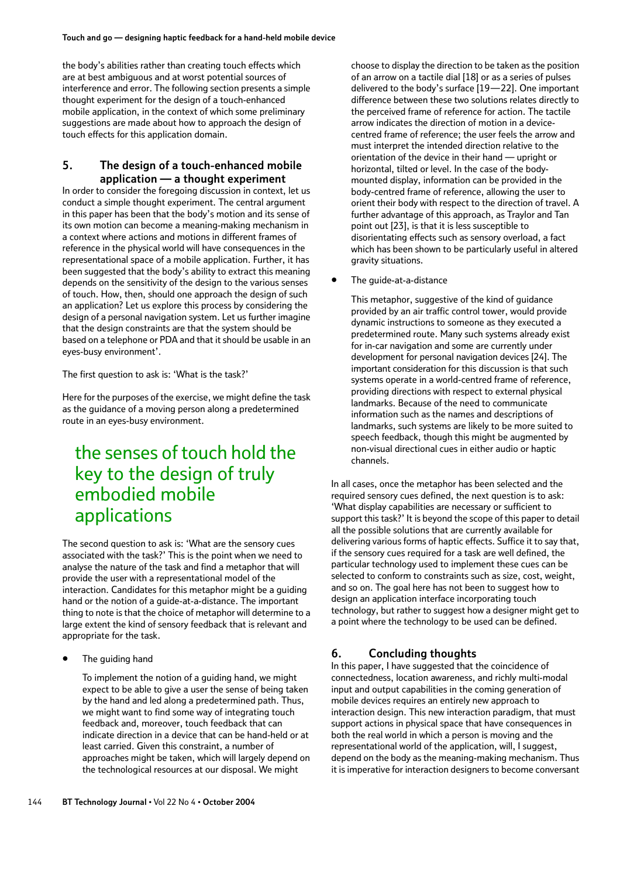the body's abilities rather than creating touch effects which are at best ambiguous and at worst potential sources of interference and error. The following section presents a simple thought experiment for the design of a touch-enhanced mobile application, in the context of which some preliminary suggestions are made about how to approach the design of touch effects for this application domain.

## 5. The design of a touch-enhanced mobile application — a thought experiment

In order to consider the foregoing discussion in context, let us conduct a simple thought experiment. The central argument in this paper has been that the body's motion and its sense of its own motion can become a meaning-making mechanism in a context where actions and motions in different frames of reference in the physical world will have consequences in the representational space of a mobile application. Further, it has been suggested that the body's ability to extract this meaning depends on the sensitivity of the design to the various senses of touch. How, then, should one approach the design of such an application? Let us explore this process by considering the design of a personal navigation system. Let us further imagine that the design constraints are that the system should be based on a telephone or PDA and that it should be usable in an eyes-busy environment'.

The first question to ask is: 'What is the task?'

Here for the purposes of the exercise, we might define the task as the guidance of a moving person along a predetermined route in an eyes-busy environment.

> the senses of touch hold the key to the design of truly embodied mobile applications

The second question to ask is: 'What are the sensory cues associated with the task?' This is the point when we need to analyse the nature of the task and find a metaphor that will provide the user with a representational model of the interaction. Candidates for this metaphor might be a guiding hand or the notion of a guide-at-a-distance. The important thing to note is that the choice of metaphor will determine to a large extent the kind of sensory feedback that is relevant and appropriate for the task.

- The guiding hand

  To implement the notion of a guiding hand, we might expect to be able to give a user the sense of being taken by the hand and led along a predetermined path. Thus, we might want to find some way of integrating touch feedback and, moreover, touch feedback that can indicate direction in a device that can be hand-held or at least carried. Given this constraint, a number of approaches might be taken, which will largely depend on the technological resources at our disposal. We might choose to display the direction to be taken as the position of an arrow on a tactile dial [18] or as a series of pulses delivered to the body's surface [19—22]. One important difference between these two solutions relates directly to the perceived frame of reference for action. The tactile arrow indicates the direction of motion in a device-centred frame of reference; the user feels the arrow and must interpret the intended direction relative to the orientation of the device in their hand — upright or horizontal, tilted or level. In the case of the body-mounted display, information can be provided in the body-centred frame of reference, allowing the user to orient their body with respect to the direction of travel. A further advantage of this approach, as Traylor and Tan point out [23], is that it is less susceptible to disorientating effects such as sensory overload, a fact which has been shown to be particularly useful in altered gravity situations.

- The guide-at-a-distance

  This metaphor, suggestive of the kind of guidance provided by an air traffic control tower, would provide dynamic instructions to someone as they executed a predetermined route. Many such systems already exist for in-car navigation and some are currently under development for personal navigation devices [24]. The important consideration for this discussion is that such systems operate in a world-centred frame of reference, providing directions with respect to external physical landmarks. Because of the need to communicate information such as the names and descriptions of landmarks, such systems are likely to be more suited to speech feedback, though this might be augmented by non-visual directional cues in either audio or haptic channels.

In all cases, once the metaphor has been selected and the required sensory cues defined, the next question is to ask: 'What display capabilities are necessary or sufficient to support this task?' It is beyond the scope of this paper to detail all the possible solutions that are currently available for delivering various forms of haptic effects. Suffice it to say that, if the sensory cues required for a task are well defined, the particular technology used to implement these cues can be selected to conform to constraints such as size, cost, weight, and so on. The goal here has not been to suggest how to design an application interface incorporating touch technology, but rather to suggest how a designer might get to a point where the technology to be used can be defined.

## 6. Concluding thoughts

In this paper, I have suggested that the coincidence of connectedness, location awareness, and richly multi-modal input and output capabilities in the coming generation of mobile devices requires an entirely new approach to interaction design. This new interaction paradigm, that must support actions in physical space that have consequences in both the real world in which a person is moving and the representational world of the application, will, I suggest, depend on the body as the meaning-making mechanism. Thus it is imperative for interaction designers to become conversant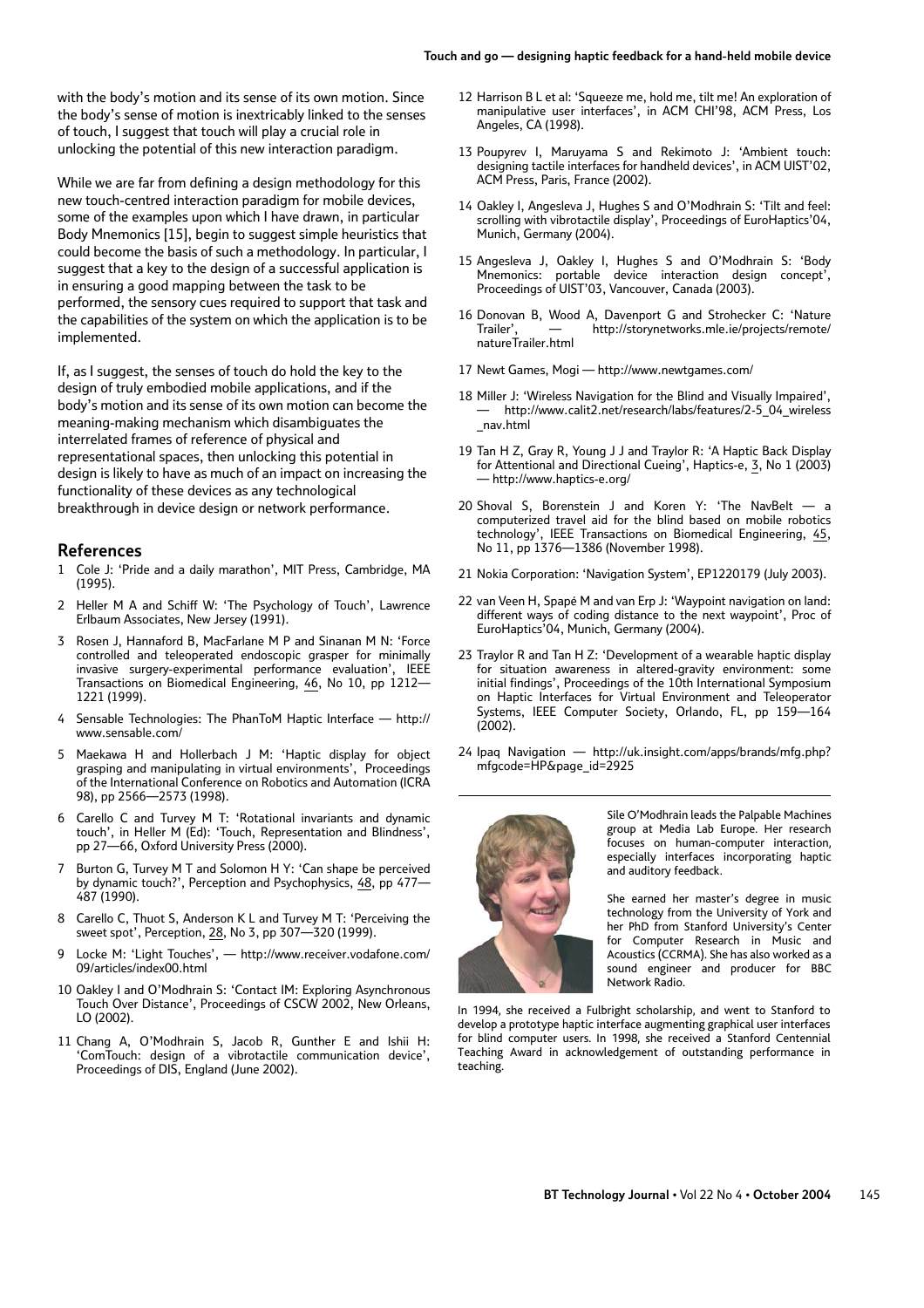with the body's motion and its sense of its own motion. Since the body's sense of motion is inextricably linked to the senses of touch, I suggest that touch will play a crucial role in unlocking the potential of this new interaction paradigm.

While we are far from defining a design methodology for this new touch-centred interaction paradigm for mobile devices, some of the examples upon which I have drawn, in particular Body Mnemonics [15], begin to suggest simple heuristics that could become the basis of such a methodology. In particular, I suggest that a key to the design of a successful application is in ensuring a good mapping between the task to be performed, the sensory cues required to support that task and the capabilities of the system on which the application is to be implemented.

If, as I suggest, the senses of touch do hold the key to the design of truly embodied mobile applications, and if the body's motion and its sense of its own motion can become the meaning-making mechanism which disambiguates the interrelated frames of reference of physical and representational spaces, then unlocking this potential in design is likely to have as much of an impact on increasing the functionality of these devices as any technological breakthrough in device design or network performance.

## References

1. Cole J: 'Pride and a daily marathon', MIT Press, Cambridge, MA (1995).
2. Heller M A and Schiff W: 'The Psychology of Touch', Lawrence Erlbaum Associates, New Jersey (1991).
3. Rosen J, Hannaford B, MacFarlane M P and Sinanan M N: 'Force controlled and teleoperated endoscopic grasper for minimally invasive surgery-experimental performance evaluation', IEEE Transactions on Biomedical Engineering, 46, No 10, pp 1212—1221 (1999).
4. Sensable Technologies: The PhanToM Haptic Interface — http://www.sensable.com/
5. Maekawa H and Hollerbach J M: 'Haptic display for object grasping and manipulating in virtual environments', Proceedings of the International Conference on Robotics and Automation (ICRA 98), pp 2566—2573 (1998).
6. Carello C and Turvey M T: 'Rotational invariants and dynamic touch', in Heller M (Ed): 'Touch, Representation and Blindness', pp 27—66, Oxford University Press (2000).
7. Burton G, Turvey M T and Solomon H Y: 'Can shape be perceived by dynamic touch?', Perception and Psychophysics, 48, pp 477—487 (1990).
8. Carello C, Thuot S, Anderson K L and Turvey M T: 'Perceiving the sweet spot', Perception, 28, No 3, pp 307—320 (1999).
9. Locke M: 'Light Touches', — http://www.receiver.vodafone.com/09/articles/index00.html
10. Oakley I and O'Modhrain S: 'Contact IM: Exploring Asynchronous Touch Over Distance', Proceedings of CSCW 2002, New Orleans, LO (2002).
11. Chang A, O'Modhrain S, Jacob R, Gunther E and Ishii H: 'ComTouch: design of a vibrotactile communication device', Proceedings of DIS, England (June 2002).
12. Harrison B L et al: 'Squeeze me, hold me, tilt me! An exploration of manipulative user interfaces', in ACM CHI'98, ACM Press, Los Angeles, CA (1998).
13. Poupyrev I, Maruyama S and Rekimoto J: 'Ambient touch: designing tactile interfaces for handheld devices', in ACM UIST'02, ACM Press, Paris, France (2002).
14. Oakley I, Angesleva J, Hughes S and O'Modhrain S: 'Tilt and feel: scrolling with vibrotactile display', Proceedings of EuroHaptics'04, Munich, Germany (2004).
15. Angesleva J, Oakley I, Hughes S and O'Modhrain S: 'Body Mnemonics: portable device interaction design concept', Proceedings of UIST'03, Vancouver, Canada (2003).
16. Donovan B, Wood A, Davenport G and Strohecker C: 'Nature Trailer', — http://storynetworks.mle.ie/projects/remote/natureTrailer.html
17. Newt Games, Mogi — http://www.newtgames.com/
18. Miller J: 'Wireless Navigation for the Blind and Visually Impaired', — http://www.calit2.net/research/labs/features/2-5_04_wireless_nav.html
19. Tan H Z, Gray R, Young J J and Traylor R: 'A Haptic Back Display for Attentional and Directional Cueing', Haptics-e, 3, No 1 (2003) — http://www.haptics-e.org/
20. Shoval S, Borenstein J and Koren Y: 'The NavBelt — a computerized travel aid for the blind based on mobile robotics technology', IEEE Transactions on Biomedical Engineering, 45, No 11, pp 1376—1386 (November 1998).
21. Nokia Corporation: 'Navigation System', EP1220179 (July 2003).
22. van Veen H, Spapé M and van Erp J: 'Waypoint navigation on land: different ways of coding distance to the next waypoint', Proc of EuroHaptics'04, Munich, Germany (2004).
23. Traylor R and Tan H Z: 'Development of a wearable haptic display for situation awareness in altered-gravity environment: some initial findings', Proceedings of the 10th International Symposium on Haptic Interfaces for Virtual Environment and Teleoperator Systems, IEEE Computer Society, Orlando, FL, pp 159—164 (2002).
24. Ipaq Navigation — http://uk.insight.com/apps/brands/mfg.php?mfgcode=HP&page_id=2925

Sile O'Modhrain leads the Palpable Machines group at Media Lab Europe. Her research focuses on human-computer interaction, especially interfaces incorporating haptic and auditory feedback.

She earned her master's degree in music technology from the University of York and her PhD from Stanford University's Center for Computer Research in Music and Acoustics (CCRMA). She has also worked as a sound engineer and producer for BBC Network Radio.

In 1994, she received a Fulbright scholarship, and went to Stanford to develop a prototype haptic interface augmenting graphical user interfaces for blind computer users. In 1998, she received a Stanford Centennial Teaching Award in acknowledgement of outstanding performance in teaching.